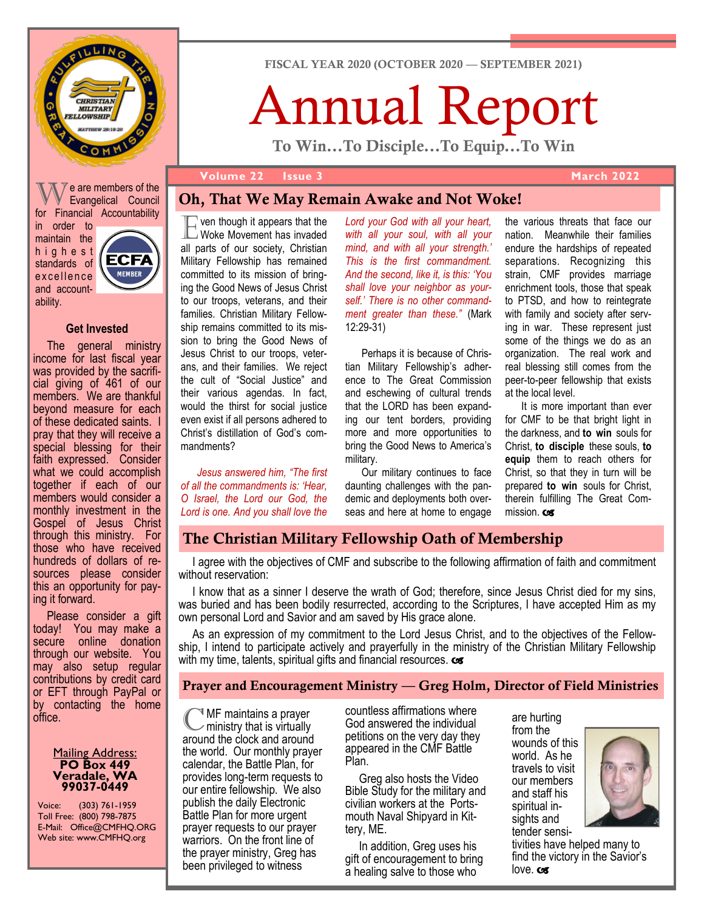FISCAL YEAR 2020 (OCTOBER 2020 — SEPTEMBER 2021)

# Annual Report

**To Win…To Disciple…To Equip…To Win**

Volume 22 Issue 3 March 2022

We are members of the Evangelical Council for Financial Accountability in order to maintain the highest standards of excellence and accountability.

### Get Invested

The general ministry income for last fiscal year was provided by the sacrificial giving of 461 of our members. We are thankful beyond measure for each of these dedicated saints. I pray that they will receive a special blessing for their faith expressed. Consider what we could accomplish together if each of our members would consider a monthly investment in the Gospel of Jesus Christ through this ministry. For those who have received hundreds of dollars of resources please consider this an opportunity for paying it forward.

Please consider a gift today! You may make a secure online donation through our website. You may also setup regular contributions by credit card or EFT through PayPal or by contacting the home office.

Mailing Address:
**PO Box 449**
**Veradale, WA**
**99037-0449**

Voice: (303) 761-1959
Toll Free: (800) 798-7875
E-Mail: Office@CMFHQ.ORG
Web site: www.CMFHQ.org

## Oh, That We May Remain Awake and Not Woke!

Even though it appears that the Woke Movement has invaded all parts of our society, Christian Military Fellowship has remained committed to its mission of bringing the Good News of Jesus Christ to our troops, veterans, and their families. Christian Military Fellowship remains committed to its mission to bring the Good News of Jesus Christ to our troops, veterans, and their families. We reject the cult of "Social Justice" and their various agendas. In fact, would the thirst for social justice even exist if all persons adhered to Christ's distillation of God's commandments?

*Jesus answered him, "The first of all the commandments is: 'Hear, O Israel, the Lord our God, the Lord is one. And you shall love the Lord your God with all your heart, with all your soul, with all your mind, and with all your strength.' This is the first commandment. And the second, like it, is this: 'You shall love your neighbor as yourself.' There is no other commandment greater than these."* (Mark 12:29-31)

Perhaps it is because of Christian Military Fellowship's adherence to The Great Commission and eschewing of cultural trends that the LORD has been expanding our tent borders, providing more and more opportunities to bring the Good News to America's military.

Our military continues to face daunting challenges with the pandemic and deployments both overseas and here at home to engage the various threats that face our nation. Meanwhile their families endure the hardships of repeated separations. Recognizing this strain, CMF provides marriage enrichment tools, those that speak to PTSD, and how to reintegrate with family and society after serving in war. These represent just some of the things we do as an organization. The real work and real blessing still comes from the peer-to-peer fellowship that exists at the local level.

It is more important than ever for CMF to be that bright light in the darkness, and **to win** souls for Christ, **to disciple** these souls, **to equip** them to reach others for Christ, so that they in turn will be prepared **to win** souls for Christ, therein fulfilling The Great Commission.

## The Christian Military Fellowship Oath of Membership

I agree with the objectives of CMF and subscribe to the following affirmation of faith and commitment without reservation:

I know that as a sinner I deserve the wrath of God; therefore, since Jesus Christ died for my sins, was buried and has been bodily resurrected, according to the Scriptures, I have accepted Him as my own personal Lord and Savior and am saved by His grace alone.

As an expression of my commitment to the Lord Jesus Christ, and to the objectives of the Fellowship, I intend to participate actively and prayerfully in the ministry of the Christian Military Fellowship with my time, talents, spiritual gifts and financial resources.

## Prayer and Encouragement Ministry — Greg Holm, Director of Field Ministries

CMF maintains a prayer ministry that is virtually around the clock and around the world. Our monthly prayer calendar, the Battle Plan, for provides long-term requests to our entire fellowship. We also publish the daily Electronic Battle Plan for more urgent prayer requests to our prayer warriors. On the front line of the prayer ministry, Greg has been privileged to witness countless affirmations where God answered the individual petitions on the very day they appeared in the CMF Battle Plan.

Greg also hosts the Video Bible Study for the military and civilian workers at the Portsmouth Naval Shipyard in Kittery, ME.

In addition, Greg uses his gift of encouragement to bring a healing salve to those who are hurting from the wounds of this world. As he travels to visit our members and staff his spiritual insights and tender sensitivities have helped many to find the victory in the Savior's love.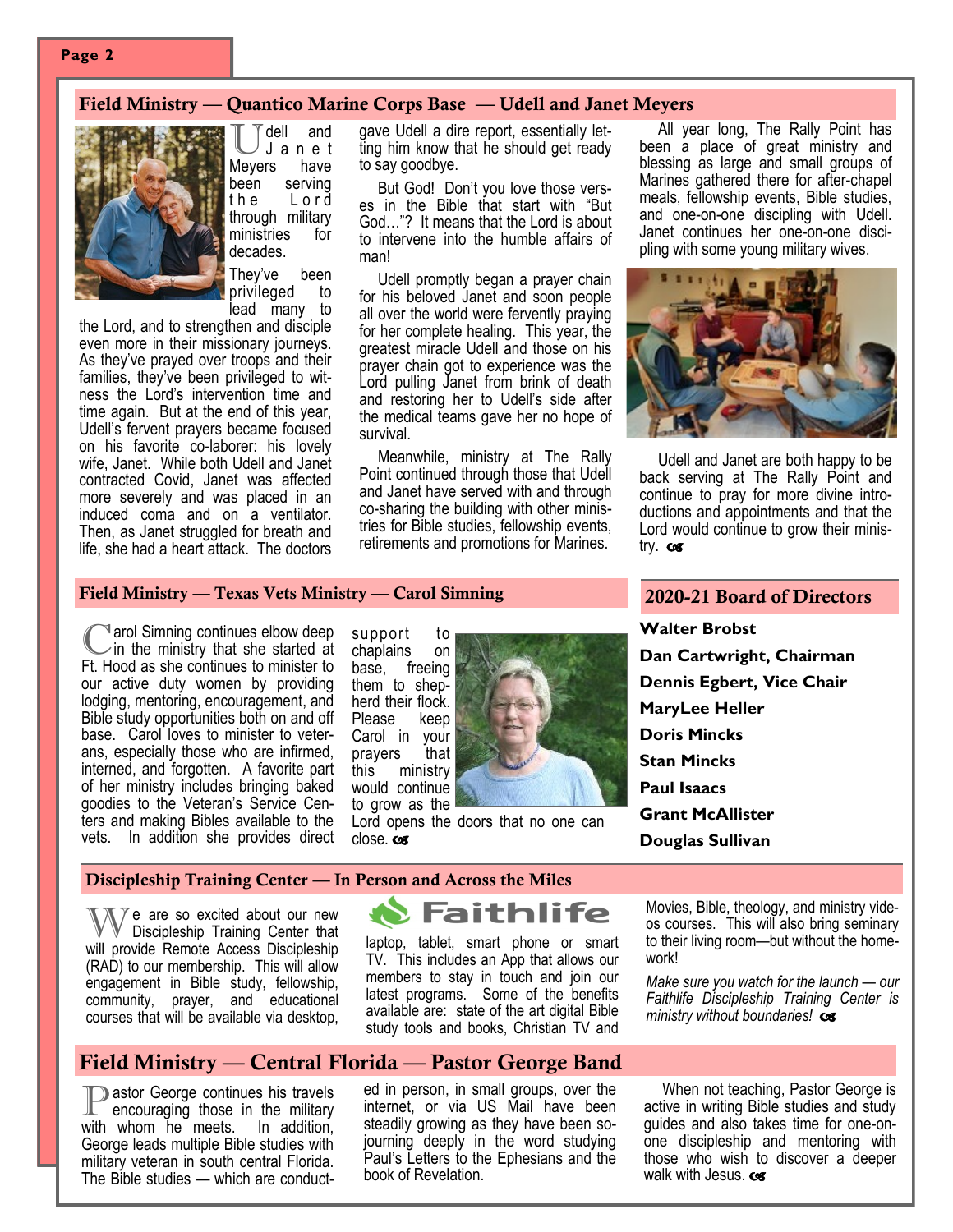## Field Ministry — Quantico Marine Corps Base — Udell and Janet Meyers

Udell and Janet Meyers have been serving the Lord through military ministries for decades. They've been privileged to lead many to the Lord, and to strengthen and disciple even more in their missionary journeys. As they've prayed over troops and their families, they've been privileged to witness the Lord's intervention time and time again. But at the end of this year, Udell's fervent prayers became focused on his favorite co-laborer: his lovely wife, Janet. While both Udell and Janet contracted Covid, Janet was affected more severely and was placed in an induced coma and on a ventilator. Then, as Janet struggled for breath and life, she had a heart attack. The doctors gave Udell a dire report, essentially letting him know that he should get ready to say goodbye.

But God! Don't you love those verses in the Bible that start with "But God…"? It means that the Lord is about to intervene into the humble affairs of man!

Udell promptly began a prayer chain for his beloved Janet and soon people all over the world were fervently praying for her complete healing. This year, the greatest miracle Udell and those on his prayer chain got to experience was the Lord pulling Janet from brink of death and restoring her to Udell's side after the medical teams gave her no hope of survival.

Meanwhile, ministry at The Rally Point continued through those that Udell and Janet have served with and through co-sharing the building with other ministries for Bible studies, fellowship events, retirements and promotions for Marines.

All year long, The Rally Point has been a place of great ministry and blessing as large and small groups of Marines gathered there for after-chapel meals, fellowship events, Bible studies, and one-on-one discipling with Udell. Janet continues her one-on-one discipling with some young military wives.

Udell and Janet are both happy to be back serving at The Rally Point and continue to pray for more divine introductions and appointments and that the Lord would continue to grow their ministry.

## Field Ministry — Texas Vets Ministry — Carol Simning

Carol Simning continues elbow deep in the ministry that she started at Ft. Hood as she continues to minister to our active duty women by providing lodging, mentoring, encouragement, and Bible study opportunities both on and off base. Carol loves to minister to veterans, especially those who are infirmed, interned, and forgotten. A favorite part of her ministry includes bringing baked goodies to the Veteran's Service Centers and making Bibles available to the vets. In addition she provides direct support to chaplains on base, freeing them to shepherd their flock. Please keep Carol in your prayers that this ministry would continue to grow as the Lord opens the doors that no one can close.

## 2020-21 Board of Directors

**Walter Brobst**
**Dan Cartwright, Chairman**
**Dennis Egbert, Vice Chair**
**MaryLee Heller**
**Doris Mincks**
**Stan Mincks**
**Paul Isaacs**
**Grant McAllister**
**Douglas Sullivan**

## Discipleship Training Center — In Person and Across the Miles

We are so excited about our new Discipleship Training Center that will provide Remote Access Discipleship (RAD) to our membership. This will allow engagement in Bible study, fellowship, community, prayer, and educational courses that will be available via desktop, laptop, tablet, smart phone or smart TV. This includes an App that allows our members to stay in touch and join our latest programs. Some of the benefits available are: state of the art digital Bible study tools and books, Christian TV and Movies, Bible, theology, and ministry videos courses. This will also bring seminary to their living room—but without the homework!

Faithlife

*Make sure you watch for the launch — our Faithlife Discipleship Training Center is ministry without boundaries!*

## Field Ministry — Central Florida — Pastor George Band

Pastor George continues his travels encouraging those in the military with whom he meets. In addition, George leads multiple Bible studies with military veteran in south central Florida. The Bible studies — which are conducted in person, in small groups, over the internet, or via US Mail have been steadily growing as they have been sojourning deeply in the word studying Paul's Letters to the Ephesians and the book of Revelation.

When not teaching, Pastor George is active in writing Bible studies and study guides and also takes time for one-on-one discipleship and mentoring with those who wish to discover a deeper walk with Jesus.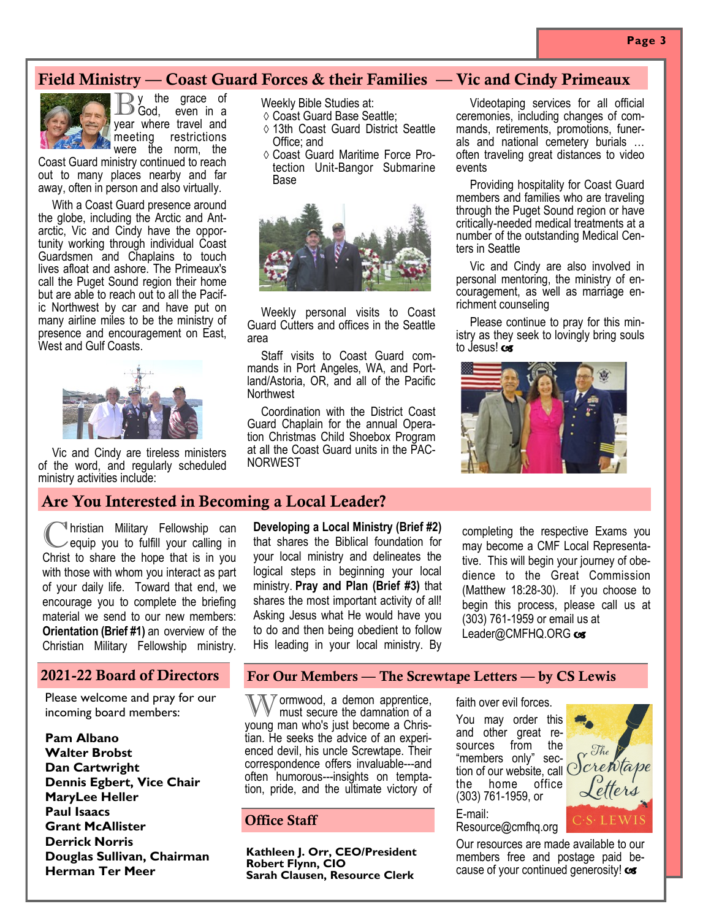## Field Ministry — Coast Guard Forces & their Families — Vic and Cindy Primeaux

By the grace of God, even in a year where travel and meeting restrictions were the norm, the Coast Guard ministry continued to reach out to many places nearby and far away, often in person and also virtually.

With a Coast Guard presence around the globe, including the Arctic and Antarctic, Vic and Cindy have the opportunity working through individual Coast Guardsmen and Chaplains to touch lives afloat and ashore. The Primeaux's call the Puget Sound region their home but are able to reach out to all the Pacific Northwest by car and have put on many airline miles to be the ministry of presence and encouragement on East, West and Gulf Coasts.

Vic and Cindy are tireless ministers of the word, and regularly scheduled ministry activities include:

Weekly Bible Studies at:

- ◊ Coast Guard Base Seattle;
- ◊ 13th Coast Guard District Seattle Office; and
- ◊ Coast Guard Maritime Force Protection Unit-Bangor Submarine Base

Weekly personal visits to Coast Guard Cutters and offices in the Seattle area

Staff visits to Coast Guard commands in Port Angeles, WA, and Portland/Astoria, OR, and all of the Pacific Northwest

Coordination with the District Coast Guard Chaplain for the annual Operation Christmas Child Shoebox Program at all the Coast Guard units in the PACNORWEST

Videotaping services for all official ceremonies, including changes of commands, retirements, promotions, funerals and national cemetery burials … often traveling great distances to video events

Providing hospitality for Coast Guard members and families who are traveling through the Puget Sound region or have critically-needed medical treatments at a number of the outstanding Medical Centers in Seattle

Vic and Cindy are also involved in personal mentoring, the ministry of encouragement, as well as marriage enrichment counseling

Please continue to pray for this ministry as they seek to lovingly bring souls to Jesus! ☙

## Are You Interested in Becoming a Local Leader?

Christian Military Fellowship can equip you to fulfill your calling in Christ to share the hope that is in you with those with whom you interact as part of your daily life. Toward that end, we encourage you to complete the briefing material we send to our new members: **Orientation (Brief #1)** an overview of the Christian Military Fellowship ministry. **Developing a Local Ministry (Brief #2)** that shares the Biblical foundation for your local ministry and delineates the logical steps in beginning your local ministry. **Pray and Plan (Brief #3)** that shares the most important activity of all! Asking Jesus what He would have you to do and then being obedient to follow His leading in your local ministry. By completing the respective Exams you may become a CMF Local Representative. This will begin your journey of obedience to the Great Commission (Matthew 18:28-30). If you choose to begin this process, please call us at (303) 761-1959 or email us at Leader@CMFHQ.ORG ☙

## 2021-22 Board of Directors

Please welcome and pray for our incoming board members:

**Pam Albano**
**Walter Brobst**
**Dan Cartwright**
**Dennis Egbert, Vice Chair**
**MaryLee Heller**
**Paul Isaacs**
**Grant McAllister**
**Derrick Norris**
**Douglas Sullivan, Chairman**
**Herman Ter Meer**

## For Our Members — The Screwtape Letters — by CS Lewis

Wormwood, a demon apprentice, must secure the damnation of a young man who's just become a Christian. He seeks the advice of an experienced devil, his uncle Screwtape. Their correspondence offers invaluable---and often humorous---insights on temptation, pride, and the ultimate victory of faith over evil forces.

You may order this and other great resources from the "members only" section of our website, call the home office (303) 761-1959, or

E-mail: Resource@cmfhq.org

Our resources are made available to our members free and postage paid because of your continued generosity! ☙

## Office Staff

**Kathleen J. Orr, CEO/President**
**Robert Flynn, CIO**
**Sarah Clausen, Resource Clerk**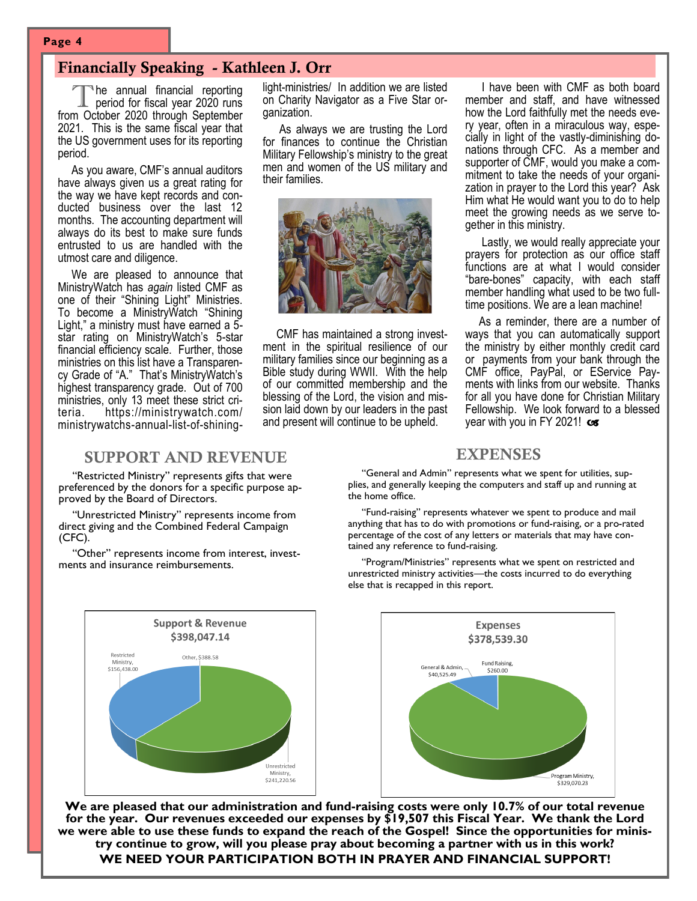## Financially Speaking - Kathleen J. Orr

The annual financial reporting period for fiscal year 2020 runs from October 2020 through September 2021. This is the same fiscal year that the US government uses for its reporting period.

As you aware, CMF's annual auditors have always given us a great rating for the way we have kept records and conducted business over the last 12 months. The accounting department will always do its best to make sure funds entrusted to us are handled with the utmost care and diligence.

We are pleased to announce that MinistryWatch has *again* listed CMF as one of their "Shining Light" Ministries. To become a MinistryWatch "Shining Light," a ministry must have earned a 5-star rating on MinistryWatch's 5-star financial efficiency scale. Further, those ministries on this list have a Transparency Grade of "A." That's MinistryWatch's highest transparency grade. Out of 700 ministries, only 13 meet these strict criteria. https://ministrywatch.com/ministrywatchs-annual-list-of-shining-light-ministries/ In addition we are listed on Charity Navigator as a Five Star organization.

As always we are trusting the Lord for finances to continue the Christian Military Fellowship's ministry to the great men and women of the US military and their families.

CMF has maintained a strong investment in the spiritual resilience of our military families since our beginning as a Bible study during WWII. With the help of our committed membership and the blessing of the Lord, the vision and mission laid down by our leaders in the past and present will continue to be upheld.

I have been with CMF as both board member and staff, and have witnessed how the Lord faithfully met the needs every year, often in a miraculous way, especially in light of the vastly-diminishing donations through CFC. As a member and supporter of CMF, would you make a commitment to take the needs of your organization in prayer to the Lord this year? Ask Him what He would want you to do to help meet the growing needs as we serve together in this ministry.

Lastly, we would really appreciate your prayers for protection as our office staff functions are at what I would consider "bare-bones" capacity, with each staff member handling what used to be two full-time positions. We are a lean machine!

As a reminder, there are a number of ways that you can automatically support the ministry by either monthly credit card or payments from your bank through the CMF office, PayPal, or EService Payments with links from our website. Thanks for all you have done for Christian Military Fellowship. We look forward to a blessed year with you in FY 2021!

### SUPPORT AND REVENUE

"Restricted Ministry" represents gifts that were preferenced by the donors for a specific purpose approved by the Board of Directors.

"Unrestricted Ministry" represents income from direct giving and the Combined Federal Campaign (CFC).

"Other" represents income from interest, investments and insurance reimbursements.

### EXPENSES

"General and Admin" represents what we spent for utilities, supplies, and generally keeping the computers and staff up and running at the home office.

"Fund-raising" represents whatever we spent to produce and mail anything that has to do with promotions or fund-raising, or a pro-rated percentage of the cost of any letters or materials that may have contained any reference to fund-raising.

"Program/Ministries" represents what we spent on restricted and unrestricted ministry activities—the costs incurred to do everything else that is recapped in this report.

Support & Revenue
$398,047.14
Restricted Ministry, $156,438.00
Other, $388.58
Unrestricted Ministry, $241,220.56

Expenses
$378,539.30
General & Admin, $40,525.49
Fund Raising, $260.00
Program Ministry, $329,070.23

**We are pleased that our administration and fund-raising costs were only 10.7% of our total revenue for the year. Our revenues exceeded our expenses by $19,507 this Fiscal Year. We thank the Lord we were able to use these funds to expand the reach of the Gospel! Since the opportunities for ministry continue to grow, will you please pray about becoming a partner with us in this work?**

**WE NEED YOUR PARTICIPATION BOTH IN PRAYER AND FINANCIAL SUPPORT!**